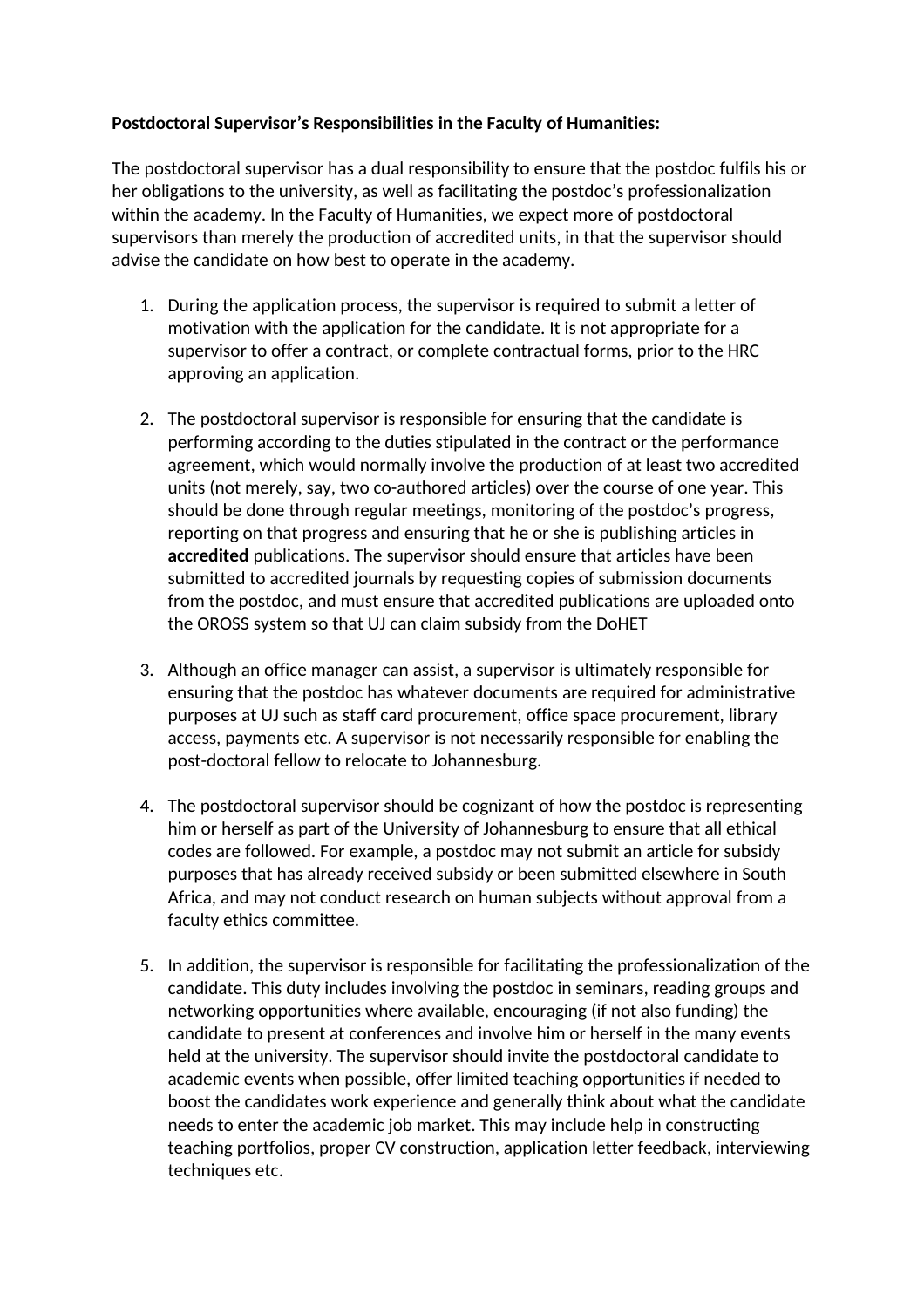**Postdoctoral Supervisor's Responsibilities in the Faculty of Humanities:**

The postdoctoral supervisor has a dual responsibility to ensure that the postdoc fulfils his or her obligations to the university, as well as facilitating the postdoc's professionalization within the academy. In the Faculty of Humanities, we expect more of postdoctoral supervisors than merely the production of accredited units, in that the supervisor should advise the candidate on how best to operate in the academy.

1. During the application process, the supervisor is required to submit a letter of motivation with the application for the candidate. It is not appropriate for a supervisor to offer a contract, or complete contractual forms, prior to the HRC approving an application.

2. The postdoctoral supervisor is responsible for ensuring that the candidate is performing according to the duties stipulated in the contract or the performance agreement, which would normally involve the production of at least two accredited units (not merely, say, two co-authored articles) over the course of one year. This should be done through regular meetings, monitoring of the postdoc's progress, reporting on that progress and ensuring that he or she is publishing articles in **accredited** publications. The supervisor should ensure that articles have been submitted to accredited journals by requesting copies of submission documents from the postdoc, and must ensure that accredited publications are uploaded onto the OROSS system so that UJ can claim subsidy from the DoHET

3. Although an office manager can assist, a supervisor is ultimately responsible for ensuring that the postdoc has whatever documents are required for administrative purposes at UJ such as staff card procurement, office space procurement, library access, payments etc. A supervisor is not necessarily responsible for enabling the post-doctoral fellow to relocate to Johannesburg.

4. The postdoctoral supervisor should be cognizant of how the postdoc is representing him or herself as part of the University of Johannesburg to ensure that all ethical codes are followed. For example, a postdoc may not submit an article for subsidy purposes that has already received subsidy or been submitted elsewhere in South Africa, and may not conduct research on human subjects without approval from a faculty ethics committee.

5. In addition, the supervisor is responsible for facilitating the professionalization of the candidate. This duty includes involving the postdoc in seminars, reading groups and networking opportunities where available, encouraging (if not also funding) the candidate to present at conferences and involve him or herself in the many events held at the university. The supervisor should invite the postdoctoral candidate to academic events when possible, offer limited teaching opportunities if needed to boost the candidates work experience and generally think about what the candidate needs to enter the academic job market. This may include help in constructing teaching portfolios, proper CV construction, application letter feedback, interviewing techniques etc.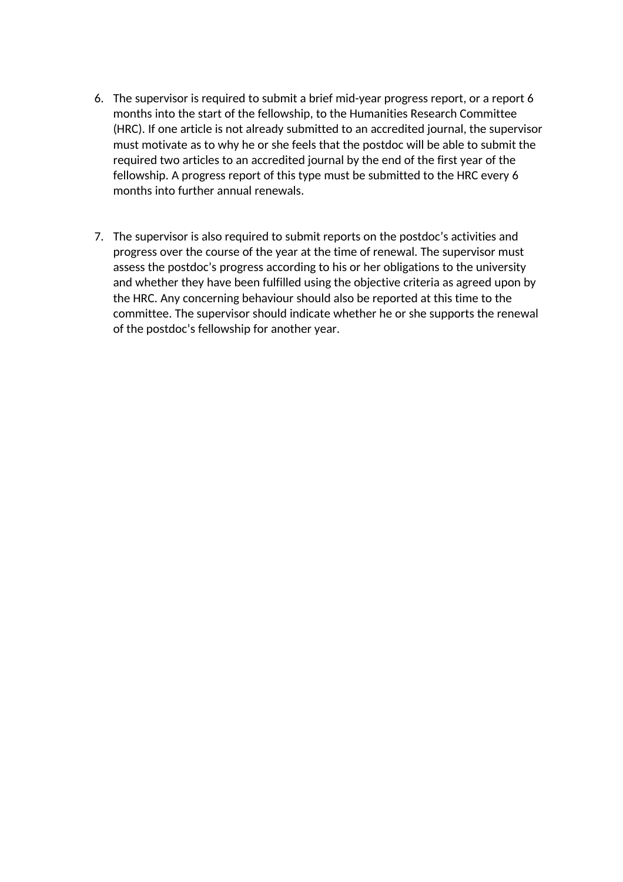6. The supervisor is required to submit a brief mid-year progress report, or a report 6 months into the start of the fellowship, to the Humanities Research Committee (HRC). If one article is not already submitted to an accredited journal, the supervisor must motivate as to why he or she feels that the postdoc will be able to submit the required two articles to an accredited journal by the end of the first year of the fellowship. A progress report of this type must be submitted to the HRC every 6 months into further annual renewals.

7. The supervisor is also required to submit reports on the postdoc's activities and progress over the course of the year at the time of renewal. The supervisor must assess the postdoc's progress according to his or her obligations to the university and whether they have been fulfilled using the objective criteria as agreed upon by the HRC. Any concerning behaviour should also be reported at this time to the committee. The supervisor should indicate whether he or she supports the renewal of the postdoc's fellowship for another year.